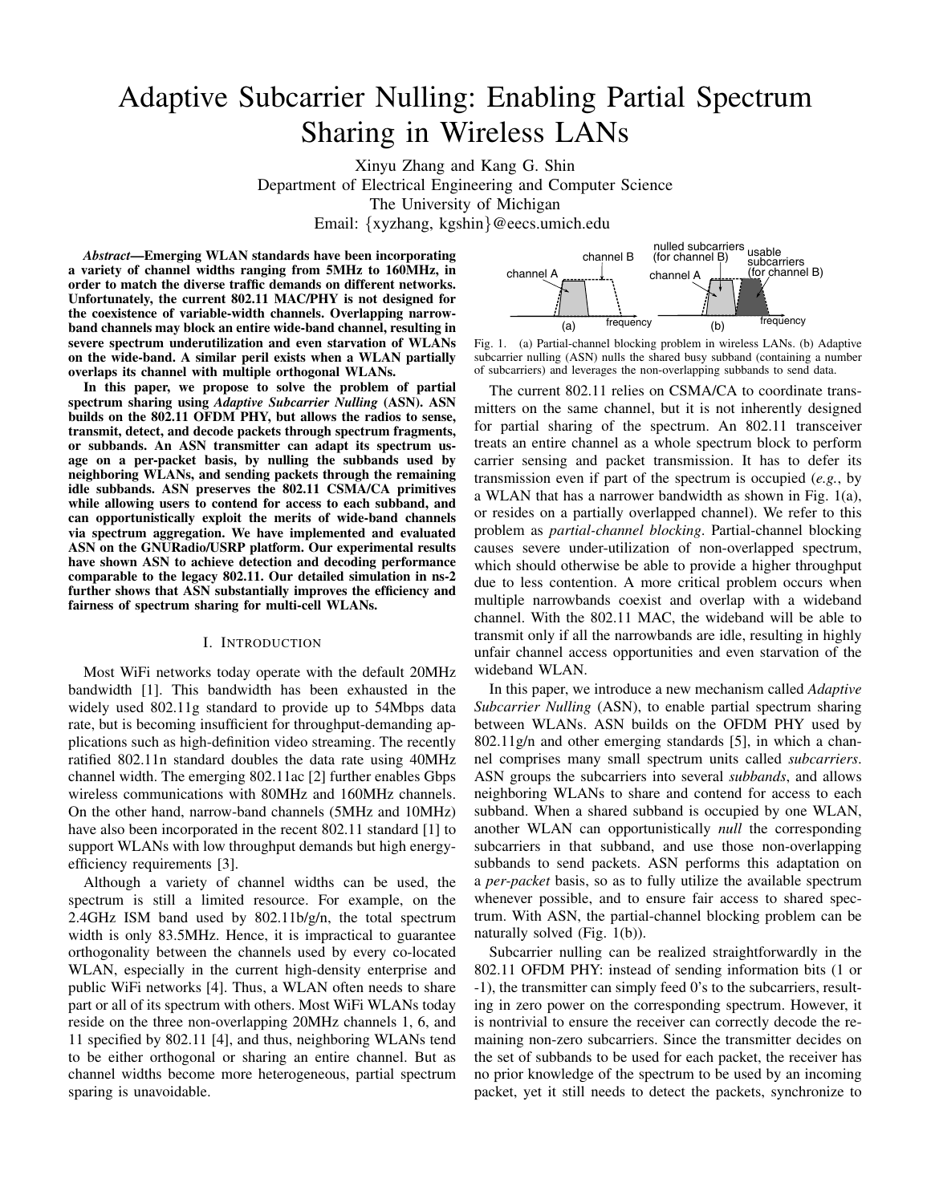# Adaptive Subcarrier Nulling: Enabling Partial Spectrum Sharing in Wireless LANs

Xinyu Zhang and Kang G. Shin
Department of Electrical Engineering and Computer Science
The University of Michigan
Email: {xyzhang, kgshin}@eecs.umich.edu

***Abstract*—Emerging WLAN standards have been incorporating a variety of channel widths ranging from 5MHz to 160MHz, in order to match the diverse traffic demands on different networks. Unfortunately, the current 802.11 MAC/PHY is not designed for the coexistence of variable-width channels. Overlapping narrow-band channels may block an entire wide-band channel, resulting in severe spectrum underutilization and even starvation of WLANs on the wide-band. A similar peril exists when a WLAN partially overlaps its channel with multiple orthogonal WLANs.**

**In this paper, we propose to solve the problem of partial spectrum sharing using *Adaptive Subcarrier Nulling* (ASN). ASN builds on the 802.11 OFDM PHY, but allows the radios to sense, transmit, detect, and decode packets through spectrum fragments, or subbands. An ASN transmitter can adapt its spectrum usage on a per-packet basis, by nulling the subbands used by neighboring WLANs, and sending packets through the remaining idle subbands. ASN preserves the 802.11 CSMA/CA primitives while allowing users to contend for access to each subband, and can opportunistically exploit the merits of wide-band channels via spectrum aggregation. We have implemented and evaluated ASN on the GNURadio/USRP platform. Our experimental results have shown ASN to achieve detection and decoding performance comparable to the legacy 802.11. Our detailed simulation in ns-2 further shows that ASN substantially improves the efficiency and fairness of spectrum sharing for multi-cell WLANs.**

## I. Introduction

Most WiFi networks today operate with the default 20MHz bandwidth [1]. This bandwidth has been exhausted in the widely used 802.11g standard to provide up to 54Mbps data rate, but is becoming insufficient for throughput-demanding applications such as high-definition video streaming. The recently ratified 802.11n standard doubles the data rate using 40MHz channel width. The emerging 802.11ac [2] further enables Gbps wireless communications with 80MHz and 160MHz channels. On the other hand, narrow-band channels (5MHz and 10MHz) have also been incorporated in the recent 802.11 standard [1] to support WLANs with low throughput demands but high energy-efficiency requirements [3].

Although a variety of channel widths can be used, the spectrum is still a limited resource. For example, on the 2.4GHz ISM band used by 802.11b/g/n, the total spectrum width is only 83.5MHz. Hence, it is impractical to guarantee orthogonality between the channels used by every co-located WLAN, especially in the current high-density enterprise and public WiFi networks [4]. Thus, a WLAN often needs to share part or all of its spectrum with others. Most WiFi WLANs today reside on the three non-overlapping 20MHz channels 1, 6, and 11 specified by 802.11 [4], and thus, neighboring WLANs tend to be either orthogonal or sharing an entire channel. But as channel widths become more heterogeneous, partial spectrum sparing is unavoidable.

channel A
channel B
(a)
frequency
nulled subcarriers (for channel B)
usable subcarriers (for channel B)
channel A
(b)
frequency

Fig. 1. (a) Partial-channel blocking problem in wireless LANs. (b) Adaptive subcarrier nulling (ASN) nulls the shared busy subband (containing a number of subcarriers) and leverages the non-overlapping subbands to send data.

The current 802.11 relies on CSMA/CA to coordinate transmitters on the same channel, but it is not inherently designed for partial sharing of the spectrum. An 802.11 transceiver treats an entire channel as a whole spectrum block to perform carrier sensing and packet transmission. It has to defer its transmission even if part of the spectrum is occupied (*e.g.*, by a WLAN that has a narrower bandwidth as shown in Fig. 1(a), or resides on a partially overlapped channel). We refer to this problem as *partial-channel blocking*. Partial-channel blocking causes severe under-utilization of non-overlapped spectrum, which should otherwise be able to provide a higher throughput due to less contention. A more critical problem occurs when multiple narrowbands coexist and overlap with a wideband channel. With the 802.11 MAC, the wideband will be able to transmit only if all the narrowbands are idle, resulting in highly unfair channel access opportunities and even starvation of the wideband WLAN.

In this paper, we introduce a new mechanism called *Adaptive Subcarrier Nulling* (ASN), to enable partial spectrum sharing between WLANs. ASN builds on the OFDM PHY used by 802.11g/n and other emerging standards [5], in which a channel comprises many small spectrum units called *subcarriers*. ASN groups the subcarriers into several *subbands*, and allows neighboring WLANs to share and contend for access to each subband. When a shared subband is occupied by one WLAN, another WLAN can opportunistically *null* the corresponding subcarriers in that subband, and use those non-overlapping subbands to send packets. ASN performs this adaptation on a *per-packet* basis, so as to fully utilize the available spectrum whenever possible, and to ensure fair access to shared spectrum. With ASN, the partial-channel blocking problem can be naturally solved (Fig. 1(b)).

Subcarrier nulling can be realized straightforwardly in the 802.11 OFDM PHY: instead of sending information bits (1 or -1), the transmitter can simply feed 0's to the subcarriers, resulting in zero power on the corresponding spectrum. However, it is nontrivial to ensure the receiver can correctly decode the remaining non-zero subcarriers. Since the transmitter decides on the set of subbands to be used for each packet, the receiver has no prior knowledge of the spectrum to be used by an incoming packet, yet it still needs to detect the packets, synchronize to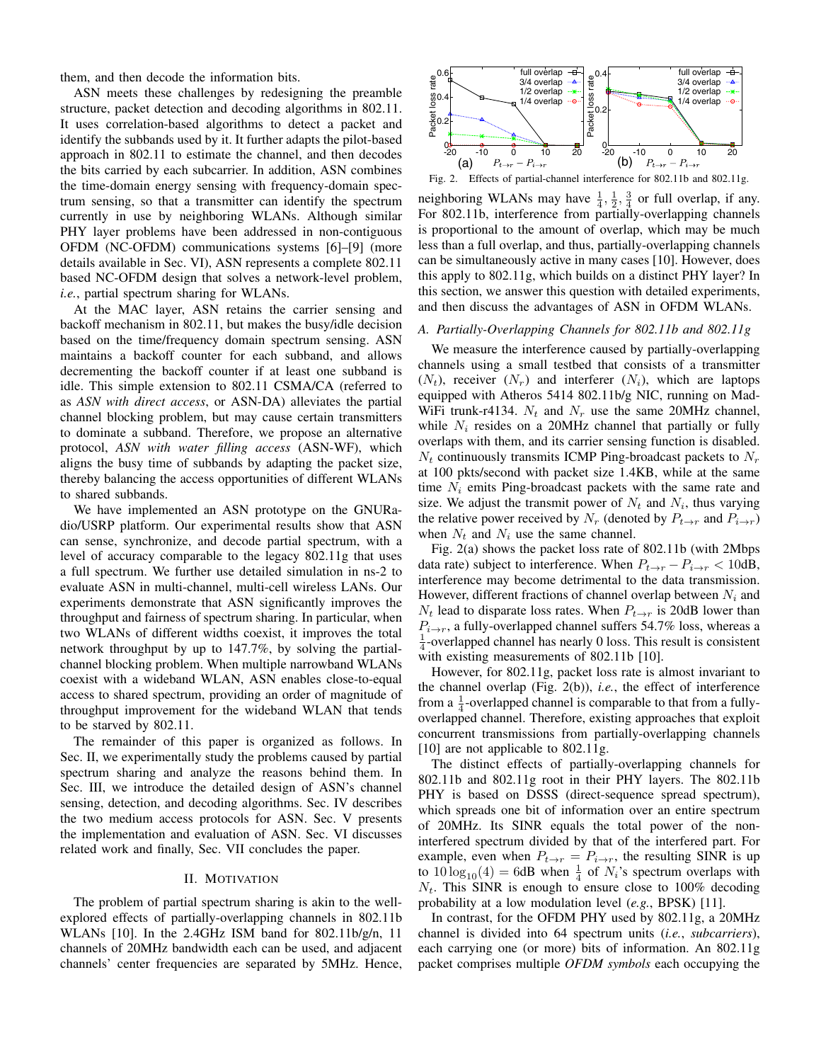them, and then decode the information bits.

ASN meets these challenges by redesigning the preamble structure, packet detection and decoding algorithms in 802.11. It uses correlation-based algorithms to detect a packet and identify the subbands used by it. It further adapts the pilot-based approach in 802.11 to estimate the channel, and then decodes the bits carried by each subcarrier. In addition, ASN combines the time-domain energy sensing with frequency-domain spectrum sensing, so that a transmitter can identify the spectrum currently in use by neighboring WLANs. Although similar PHY layer problems have been addressed in non-contiguous OFDM (NC-OFDM) communications systems [6]–[9] (more details available in Sec. VI), ASN represents a complete 802.11 based NC-OFDM design that solves a network-level problem, *i.e.*, partial spectrum sharing for WLANs.

At the MAC layer, ASN retains the carrier sensing and backoff mechanism in 802.11, but makes the busy/idle decision based on the time/frequency domain spectrum sensing. ASN maintains a backoff counter for each subband, and allows decrementing the backoff counter if at least one subband is idle. This simple extension to 802.11 CSMA/CA (referred to as *ASN with direct access*, or ASN-DA) alleviates the partial channel blocking problem, but may cause certain transmitters to dominate a subband. Therefore, we propose an alternative protocol, *ASN with water filling access* (ASN-WF), which aligns the busy time of subbands by adapting the packet size, thereby balancing the access opportunities of different WLANs to shared subbands.

We have implemented an ASN prototype on the GNURadio/USRP platform. Our experimental results show that ASN can sense, synchronize, and decode partial spectrum, with a level of accuracy comparable to the legacy 802.11g that uses a full spectrum. We further use detailed simulation in ns-2 to evaluate ASN in multi-channel, multi-cell wireless LANs. Our experiments demonstrate that ASN significantly improves the throughput and fairness of spectrum sharing. In particular, when two WLANs of different widths coexist, it improves the total network throughput by up to 147.7%, by solving the partial-channel blocking problem. When multiple narrowband WLANs coexist with a wideband WLAN, ASN enables close-to-equal access to shared spectrum, providing an order of magnitude of throughput improvement for the wideband WLAN that tends to be starved by 802.11.

The remainder of this paper is organized as follows. In Sec. II, we experimentally study the problems caused by partial spectrum sharing and analyze the reasons behind them. In Sec. III, we introduce the detailed design of ASN's channel sensing, detection, and decoding algorithms. Sec. IV describes the two medium access protocols for ASN. Sec. V presents the implementation and evaluation of ASN. Sec. VI discusses related work and finally, Sec. VII concludes the paper.

## II. Motivation

The problem of partial spectrum sharing is akin to the well-explored effects of partially-overlapping channels in 802.11b WLANs [10]. In the 2.4GHz ISM band for 802.11b/g/n, 11 channels of 20MHz bandwidth each can be used, and adjacent channels' center frequencies are separated by 5MHz. Hence,

(a) Packet loss rate; full overlap, 3/4 overlap, 1/2 overlap, 1/4 overlap; 0, 0.2, 0.4, 0.6; -20, -10, 0, 10, 20; $P_{t\to r} - P_{i\to r}$
(b) Packet loss rate; full overlap, 3/4 overlap, 1/2 overlap, 1/4 overlap; 0, 0.2, 0.4; -20, -10, 0, 10, 20; $P_{t\to r} - P_{i\to r}$

Fig. 2. Effects of partial-channel interference for 802.11b and 802.11g.

neighboring WLANs may have $\frac{1}{4}$, $\frac{1}{2}$, $\frac{3}{4}$ or full overlap, if any. For 802.11b, interference from partially-overlapping channels is proportional to the amount of overlap, which may be much less than a full overlap, and thus, partially-overlapping channels can be simultaneously active in many cases [10]. However, does this apply to 802.11g, which builds on a distinct PHY layer? In this section, we answer this question with detailed experiments, and then discuss the advantages of ASN in OFDM WLANs.

### A. Partially-Overlapping Channels for 802.11b and 802.11g

We measure the interference caused by partially-overlapping channels using a small testbed that consists of a transmitter ($N_t$), receiver ($N_r$) and interferer ($N_i$), which are laptops equipped with Atheros 5414 802.11b/g NIC, running on MadWiFi trunk-r4134. $N_t$ and $N_r$ use the same 20MHz channel, while $N_i$ resides on a 20MHz channel that partially or fully overlaps with them, and its carrier sensing function is disabled. $N_t$ continuously transmits ICMP Ping-broadcast packets to $N_r$ at 100 pkts/second with packet size 1.4KB, while at the same time $N_i$ emits Ping-broadcast packets with the same rate and size. We adjust the transmit power of $N_t$ and $N_i$, thus varying the relative power received by $N_r$ (denoted by $P_{t\to r}$ and $P_{i\to r}$) when $N_t$ and $N_i$ use the same channel.

Fig. 2(a) shows the packet loss rate of 802.11b (with 2Mbps data rate) subject to interference. When $P_{t\to r} - P_{i\to r} < 10$dB, interference may become detrimental to the data transmission. However, different fractions of channel overlap between $N_i$ and $N_t$ lead to disparate loss rates. When $P_{t\to r}$ is 20dB lower than $P_{i\to r}$, a fully-overlapped channel suffers 54.7% loss, whereas a $\frac{1}{4}$-overlapped channel has nearly 0 loss. This result is consistent with existing measurements of 802.11b [10].

However, for 802.11g, packet loss rate is almost invariant to the channel overlap (Fig. 2(b)), *i.e.*, the effect of interference from a $\frac{1}{4}$-overlapped channel is comparable to that from a fully-overlapped channel. Therefore, existing approaches that exploit concurrent transmissions from partially-overlapping channels [10] are not applicable to 802.11g.

The distinct effects of partially-overlapping channels for 802.11b and 802.11g root in their PHY layers. The 802.11b PHY is based on DSSS (direct-sequence spread spectrum), which spreads one bit of information over an entire spectrum of 20MHz. Its SINR equals the total power of the non-interfered spectrum divided by that of the interfered part. For example, even when $P_{t\to r} = P_{i\to r}$, the resulting SINR is up to $10\log_{10}(4) = 6$dB when $\frac{1}{4}$ of $N_i$'s spectrum overlaps with $N_t$. This SINR is enough to ensure close to 100% decoding probability at a low modulation level (*e.g.*, BPSK) [11].

In contrast, for the OFDM PHY used by 802.11g, a 20MHz channel is divided into 64 spectrum units (*i.e.*, *subcarriers*), each carrying one (or more) bits of information. An 802.11g packet comprises multiple *OFDM symbols* each occupying the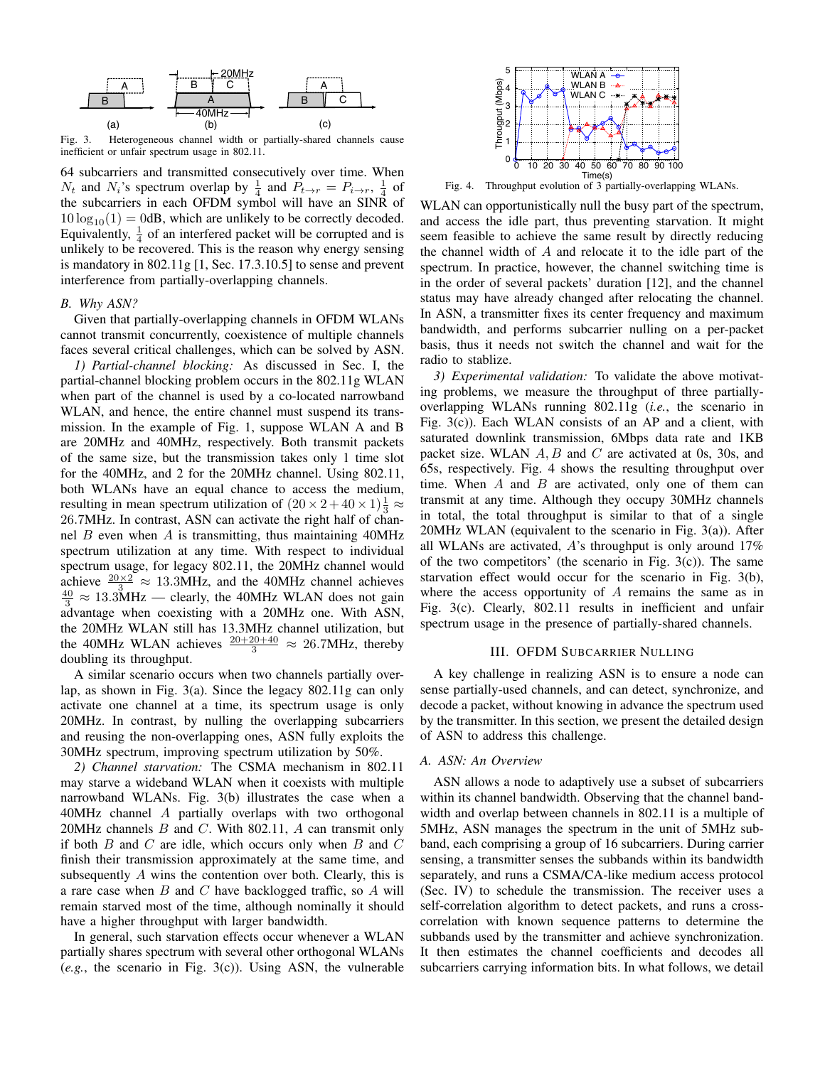A

B

(a)

20MHz

B C

A

40MHz

(b)

A

B C

(c)

Fig. 3. Heterogeneous channel width or partially-shared channels cause inefficient or unfair spectrum usage in 802.11.

64 subcarriers and transmitted consecutively over time. When $N_t$ and $N_i$'s spectrum overlap by $\frac{1}{4}$ and $P_{t\rightarrow r} = P_{i\rightarrow r}$, $\frac{1}{4}$ of the subcarriers in each OFDM symbol will have an SINR of $10\log_{10}(1) = 0$dB, which are unlikely to be correctly decoded. Equivalently, $\frac{1}{4}$ of an interfered packet will be corrupted and is unlikely to be recovered. This is the reason why energy sensing is mandatory in 802.11g [1, Sec. 17.3.10.5] to sense and prevent interference from partially-overlapping channels.

### *B. Why ASN?*

Given that partially-overlapping channels in OFDM WLANs cannot transmit concurrently, coexistence of multiple channels faces several critical challenges, which can be solved by ASN.

*1) Partial-channel blocking:* As discussed in Sec. I, the partial-channel blocking problem occurs in the 802.11g WLAN when part of the channel is used by a co-located narrowband WLAN, and hence, the entire channel must suspend its transmission. In the example of Fig. 1, suppose WLAN A and B are 20MHz and 40MHz, respectively. Both transmit packets of the same size, but the transmission takes only 1 time slot for the 40MHz, and 2 for the 20MHz channel. Using 802.11, both WLANs have an equal chance to access the medium, resulting in mean spectrum utilization of $(20 \times 2 + 40 \times 1)\frac{1}{3} \approx 26.7$MHz. In contrast, ASN can activate the right half of channel $B$ even when $A$ is transmitting, thus maintaining 40MHz spectrum utilization at any time. With respect to individual spectrum usage, for legacy 802.11, the 20MHz channel would achieve $\frac{20\times2}{3} \approx 13.3$MHz, and the 40MHz channel achieves $\frac{40}{3} \approx 13.3$MHz — clearly, the 40MHz WLAN does not gain advantage when coexisting with a 20MHz one. With ASN, the 20MHz WLAN still has 13.3MHz channel utilization, but the 40MHz WLAN achieves $\frac{20+20+40}{3} \approx 26.7$MHz, thereby doubling its throughput.

A similar scenario occurs when two channels partially overlap, as shown in Fig. 3(a). Since the legacy 802.11g can only activate one channel at a time, its spectrum usage is only 20MHz. In contrast, by nulling the overlapping subcarriers and reusing the non-overlapping ones, ASN fully exploits the 30MHz spectrum, improving spectrum utilization by 50%.

*2) Channel starvation:* The CSMA mechanism in 802.11 may starve a wideband WLAN when it coexists with multiple narrowband WLANs. Fig. 3(b) illustrates the case when a 40MHz channel $A$ partially overlaps with two orthogonal 20MHz channels $B$ and $C$. With 802.11, $A$ can transmit only if both $B$ and $C$ are idle, which occurs only when $B$ and $C$ finish their transmission approximately at the same time, and subsequently $A$ wins the contention over both. Clearly, this is a rare case when $B$ and $C$ have backlogged traffic, so $A$ will remain starved most of the time, although nominally it should have a higher throughput with larger bandwidth.

In general, such starvation effects occur whenever a WLAN partially shares spectrum with several other orthogonal WLANs (*e.g.*, the scenario in Fig. 3(c)). Using ASN, the vulnerable WLAN can opportunistically null the busy part of the spectrum, and access the idle part, thus preventing starvation. It might seem feasible to achieve the same result by directly reducing the channel width of $A$ and relocate it to the idle part of the spectrum. In practice, however, the channel switching time is in the order of several packets' duration [12], and the channel status may have already changed after relocating the channel. In ASN, a transmitter fixes its center frequency and maximum bandwidth, and performs subcarrier nulling on a per-packet basis, thus it needs not switch the channel and wait for the radio to stablize.

*3) Experimental validation:* To validate the above motivating problems, we measure the throughput of three partially-overlapping WLANs running 802.11g (*i.e.*, the scenario in Fig. 3(c)). Each WLAN consists of an AP and a client, with saturated downlink transmission, 6Mbps data rate and 1KB packet size. WLAN $A, B$ and $C$ are activated at 0s, 30s, and 65s, respectively. Fig. 4 shows the resulting throughput over time. When $A$ and $B$ are activated, only one of them can transmit at any time. Although they occupy 30MHz channels in total, the total throughput is similar to that of a single 20MHz WLAN (equivalent to the scenario in Fig. 3(a)). After all WLANs are activated, $A$'s throughput is only around 17% of the two competitors' (the scenario in Fig. 3(c)). The same starvation effect would occur for the scenario in Fig. 3(b), where the access opportunity of $A$ remains the same as in Fig. 3(c). Clearly, 802.11 results in inefficient and unfair spectrum usage in the presence of partially-shared channels.

Througput (Mbps)

Time(s)

WLAN A

WLAN B

WLAN C

0 10 20 30 40 50 60 70 80 90 100

0 1 2 3 4 5

Fig. 4. Throughput evolution of 3 partially-overlapping WLANs.

## III. OFDM Subcarrier Nulling

A key challenge in realizing ASN is to ensure a node can sense partially-used channels, and can detect, synchronize, and decode a packet, without knowing in advance the spectrum used by the transmitter. In this section, we present the detailed design of ASN to address this challenge.

### *A. ASN: An Overview*

ASN allows a node to adaptively use a subset of subcarriers within its channel bandwidth. Observing that the channel bandwidth and overlap between channels in 802.11 is a multiple of 5MHz, ASN manages the spectrum in the unit of 5MHz subband, each comprising a group of 16 subcarriers. During carrier sensing, a transmitter senses the subbands within its bandwidth separately, and runs a CSMA/CA-like medium access protocol (Sec. IV) to schedule the transmission. The receiver uses a self-correlation algorithm to detect packets, and runs a cross-correlation with known sequence patterns to determine the subbands used by the transmitter and achieve synchronization. It then estimates the channel coefficients and decodes all subcarriers carrying information bits. In what follows, we detail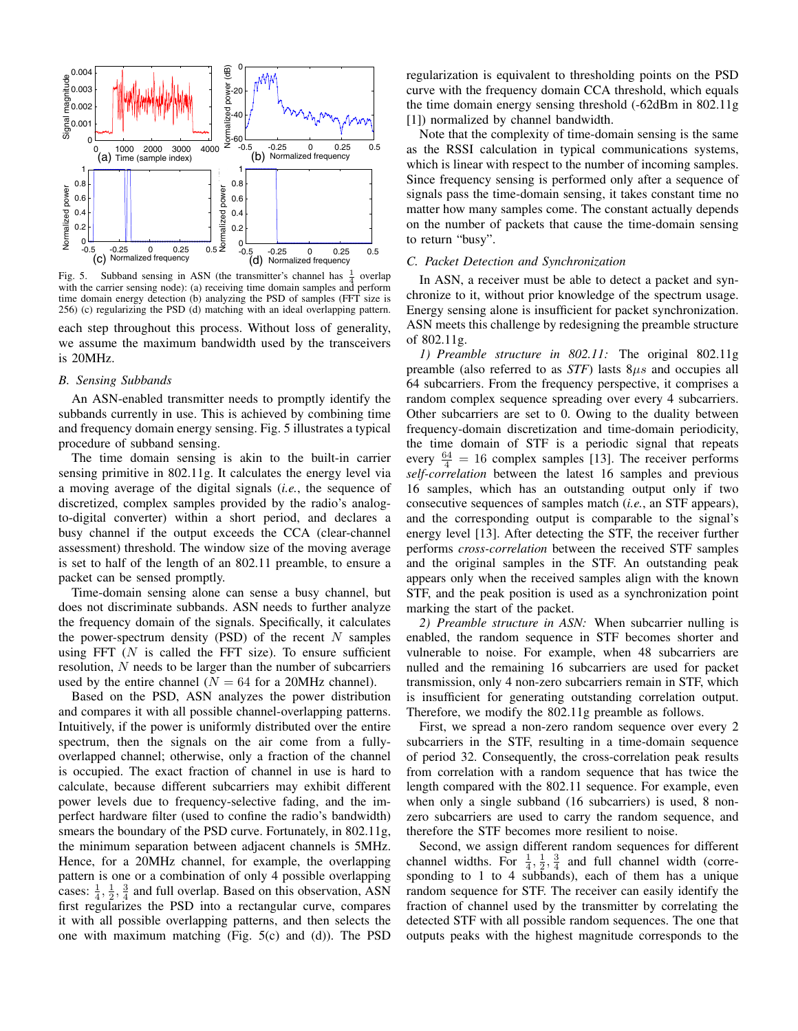0.004
0.003
0.002
0.001
0
Signal magnitude
0 1000 2000 3000 4000
(a) Time (sample index)

0
-20
-40
-60
Normalized power (dB)
-0.5 -0.25 0 0.25 0.5
(b) Normalized frequency

1
0.8
0.6
0.4
0.2
0
Normalized power
-0.5 -0.25 0 0.25 0.5
(c) Normalized frequency

1
0.8
0.6
0.4
0.2
0
Normalized power
-0.5 -0.25 0 0.25 0.5
(d) Normalized frequency

Fig. 5. Subband sensing in ASN (the transmitter's channel has $\frac{1}{4}$ overlap with the carrier sensing node): (a) receiving time domain samples and perform time domain energy detection (b) analyzing the PSD of samples (FFT size is 256) (c) regularizing the PSD (d) matching with an ideal overlapping pattern.

each step throughout this process. Without loss of generality, we assume the maximum bandwidth used by the transceivers is 20MHz.

### B. Sensing Subbands

An ASN-enabled transmitter needs to promptly identify the subbands currently in use. This is achieved by combining time and frequency domain energy sensing. Fig. 5 illustrates a typical procedure of subband sensing.

The time domain sensing is akin to the built-in carrier sensing primitive in 802.11g. It calculates the energy level via a moving average of the digital signals (*i.e.*, the sequence of discretized, complex samples provided by the radio's analog-to-digital converter) within a short period, and declares a busy channel if the output exceeds the CCA (clear-channel assessment) threshold. The window size of the moving average is set to half of the length of an 802.11 preamble, to ensure a packet can be sensed promptly.

Time-domain sensing alone can sense a busy channel, but does not discriminate subbands. ASN needs to further analyze the frequency domain of the signals. Specifically, it calculates the power-spectrum density (PSD) of the recent $N$ samples using FFT ($N$ is called the FFT size). To ensure sufficient resolution, $N$ needs to be larger than the number of subcarriers used by the entire channel ($N = 64$ for a 20MHz channel).

Based on the PSD, ASN analyzes the power distribution and compares it with all possible channel-overlapping patterns. Intuitively, if the power is uniformly distributed over the entire spectrum, then the signals on the air come from a fully-overlapped channel; otherwise, only a fraction of the channel is occupied. The exact fraction of channel in use is hard to calculate, because different subcarriers may exhibit different power levels due to frequency-selective fading, and the imperfect hardware filter (used to confine the radio's bandwidth) smears the boundary of the PSD curve. Fortunately, in 802.11g, the minimum separation between adjacent channels is 5MHz. Hence, for a 20MHz channel, for example, the overlapping pattern is one or a combination of only 4 possible overlapping cases: $\frac{1}{4}, \frac{1}{2}, \frac{3}{4}$ and full overlap. Based on this observation, ASN first regularizes the PSD into a rectangular curve, compares it with all possible overlapping patterns, and then selects the one with maximum matching (Fig. 5(c) and (d)). The PSD regularization is equivalent to thresholding points on the PSD curve with the frequency domain CCA threshold, which equals the time domain energy sensing threshold (-62dBm in 802.11g [1]) normalized by channel bandwidth.

Note that the complexity of time-domain sensing is the same as the RSSI calculation in typical communications systems, which is linear with respect to the number of incoming samples. Since frequency sensing is performed only after a sequence of signals pass the time-domain sensing, it takes constant time no matter how many samples come. The constant actually depends on the number of packets that cause the time-domain sensing to return "busy".

### C. Packet Detection and Synchronization

In ASN, a receiver must be able to detect a packet and synchronize to it, without prior knowledge of the spectrum usage. Energy sensing alone is insufficient for packet synchronization. ASN meets this challenge by redesigning the preamble structure of 802.11g.

*1) Preamble structure in 802.11:* The original 802.11g preamble (also referred to as *STF*) lasts $8\mu s$ and occupies all 64 subcarriers. From the frequency perspective, it comprises a random complex sequence spreading over every 4 subcarriers. Other subcarriers are set to 0. Owing to the duality between frequency-domain discretization and time-domain periodicity, the time domain of STF is a periodic signal that repeats every $\frac{64}{4} = 16$ complex samples [13]. The receiver performs *self-correlation* between the latest 16 samples and previous 16 samples, which has an outstanding output only if two consecutive sequences of samples match (*i.e.*, an STF appears), and the corresponding output is comparable to the signal's energy level [13]. After detecting the STF, the receiver further performs *cross-correlation* between the received STF samples and the original samples in the STF. An outstanding peak appears only when the received samples align with the known STF, and the peak position is used as a synchronization point marking the start of the packet.

*2) Preamble structure in ASN:* When subcarrier nulling is enabled, the random sequence in STF becomes shorter and vulnerable to noise. For example, when 48 subcarriers are nulled and the remaining 16 subcarriers are used for packet transmission, only 4 non-zero subcarriers remain in STF, which is insufficient for generating outstanding correlation output. Therefore, we modify the 802.11g preamble as follows.

First, we spread a non-zero random sequence over every 2 subcarriers in the STF, resulting in a time-domain sequence of period 32. Consequently, the cross-correlation peak results from correlation with a random sequence that has twice the length compared with the 802.11 sequence. For example, even when only a single subband (16 subcarriers) is used, 8 non-zero subcarriers are used to carry the random sequence, and therefore the STF becomes more resilient to noise.

Second, we assign different random sequences for different channel widths. For $\frac{1}{4}, \frac{1}{2}, \frac{3}{4}$ and full channel width (corresponding to 1 to 4 subbands), each of them has a unique random sequence for STF. The receiver can easily identify the fraction of channel used by the transmitter by correlating the detected STF with all possible random sequences. The one that outputs peaks with the highest magnitude corresponds to the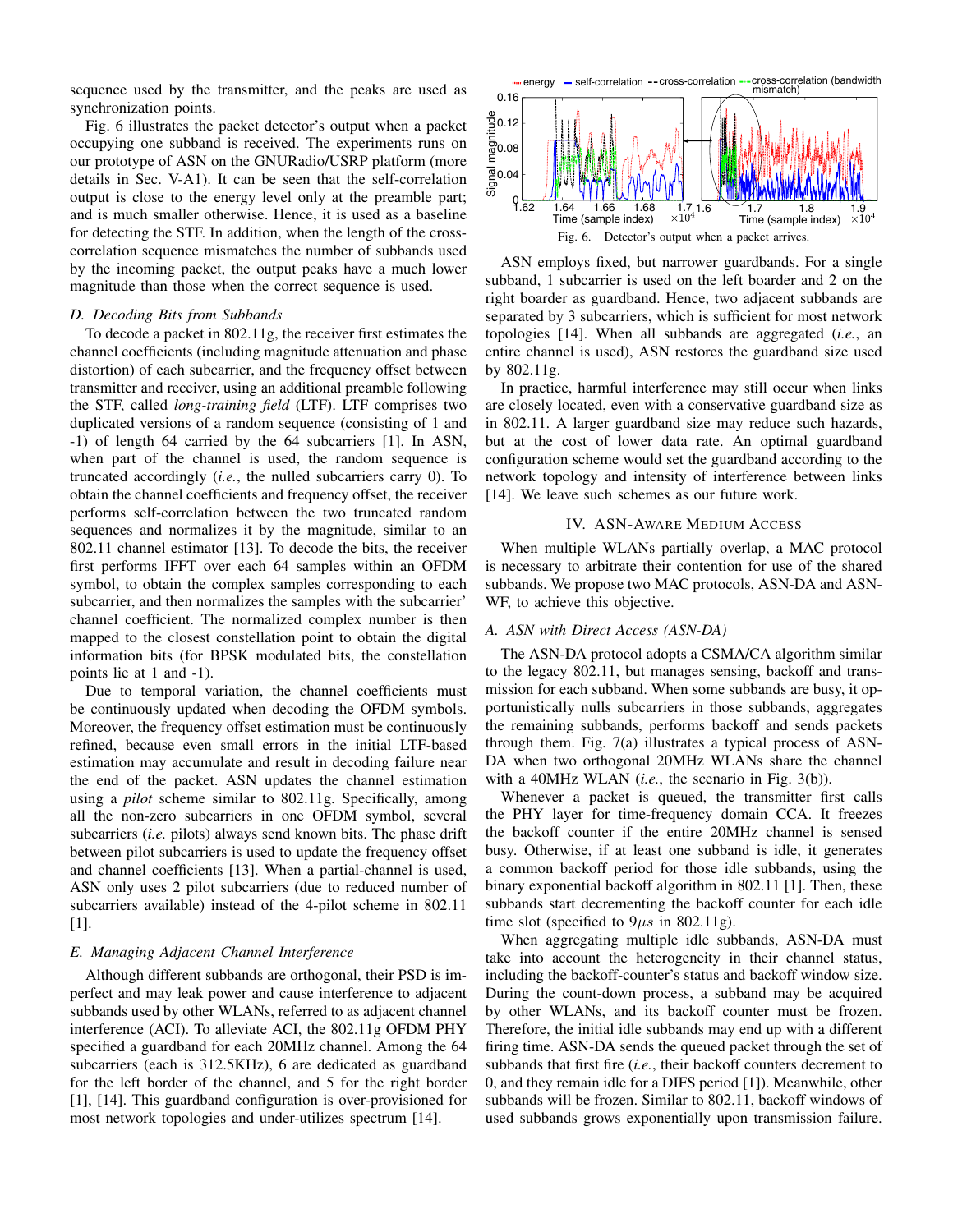sequence used by the transmitter, and the peaks are used as synchronization points.

Fig. 6 illustrates the packet detector's output when a packet occupying one subband is received. The experiments runs on our prototype of ASN on the GNURadio/USRP platform (more details in Sec. V-A1). It can be seen that the self-correlation output is close to the energy level only at the preamble part; and is much smaller otherwise. Hence, it is used as a baseline for detecting the STF. In addition, when the length of the cross-correlation sequence mismatches the number of subbands used by the incoming packet, the output peaks have a much lower magnitude than those when the correct sequence is used.

### D. Decoding Bits from Subbands

To decode a packet in 802.11g, the receiver first estimates the channel coefficients (including magnitude attenuation and phase distortion) of each subcarrier, and the frequency offset between transmitter and receiver, using an additional preamble following the STF, called *long-training field* (LTF). LTF comprises two duplicated versions of a random sequence (consisting of 1 and -1) of length 64 carried by the 64 subcarriers [1]. In ASN, when part of the channel is used, the random sequence is truncated accordingly (*i.e.*, the nulled subcarriers carry 0). To obtain the channel coefficients and frequency offset, the receiver performs self-correlation between the two truncated random sequences and normalizes it by the magnitude, similar to an 802.11 channel estimator [13]. To decode the bits, the receiver first performs IFFT over each 64 samples within an OFDM symbol, to obtain the complex samples corresponding to each subcarrier, and then normalizes the samples with the subcarrier' channel coefficient. The normalized complex number is then mapped to the closest constellation point to obtain the digital information bits (for BPSK modulated bits, the constellation points lie at 1 and -1).

Due to temporal variation, the channel coefficients must be continuously updated when decoding the OFDM symbols. Moreover, the frequency offset estimation must be continuously refined, because even small errors in the initial LTF-based estimation may accumulate and result in decoding failure near the end of the packet. ASN updates the channel estimation using a *pilot* scheme similar to 802.11g. Specifically, among all the non-zero subcarriers in one OFDM symbol, several subcarriers (*i.e.* pilots) always send known bits. The phase drift between pilot subcarriers is used to update the frequency offset and channel coefficients [13]. When a partial-channel is used, ASN only uses 2 pilot subcarriers (due to reduced number of subcarriers available) instead of the 4-pilot scheme in 802.11 [1].

### E. Managing Adjacent Channel Interference

Although different subbands are orthogonal, their PSD is imperfect and may leak power and cause interference to adjacent subbands used by other WLANs, referred to as adjacent channel interference (ACI). To alleviate ACI, the 802.11g OFDM PHY specified a guardband for each 20MHz channel. Among the 64 subcarriers (each is 312.5KHz), 6 are dedicated as guardband for the left border of the channel, and 5 for the right border [1], [14]. This guardband configuration is over-provisioned for most network topologies and under-utilizes spectrum [14].

energy — self-correlation — cross-correlation — cross-correlation (bandwidth mismatch)

Signal magnitude

0.16
0.12
0.08
0.04
0

1.62 1.64 1.66 1.68 1.7
Time (sample index) $\times 10^4$

1.6 1.7 1.8 1.9
Time (sample index) $\times 10^4$

Fig. 6. Detector's output when a packet arrives.

ASN employs fixed, but narrower guardbands. For a single subband, 1 subcarrier is used on the left boarder and 2 on the right boarder as guardband. Hence, two adjacent subbands are separated by 3 subcarriers, which is sufficient for most network topologies [14]. When all subbands are aggregated (*i.e.*, an entire channel is used), ASN restores the guardband size used by 802.11g.

In practice, harmful interference may still occur when links are closely located, even with a conservative guardband size as in 802.11. A larger guardband size may reduce such hazards, but at the cost of lower data rate. An optimal guardband configuration scheme would set the guardband according to the network topology and intensity of interference between links [14]. We leave such schemes as our future work.

## IV. ASN-Aware Medium Access

When multiple WLANs partially overlap, a MAC protocol is necessary to arbitrate their contention for use of the shared subbands. We propose two MAC protocols, ASN-DA and ASN-WF, to achieve this objective.

### A. ASN with Direct Access (ASN-DA)

The ASN-DA protocol adopts a CSMA/CA algorithm similar to the legacy 802.11, but manages sensing, backoff and transmission for each subband. When some subbands are busy, it opportunistically nulls subcarriers in those subbands, aggregates the remaining subbands, performs backoff and sends packets through them. Fig. 7(a) illustrates a typical process of ASN-DA when two orthogonal 20MHz WLANs share the channel with a 40MHz WLAN (*i.e.*, the scenario in Fig. 3(b)).

Whenever a packet is queued, the transmitter first calls the PHY layer for time-frequency domain CCA. It freezes the backoff counter if the entire 20MHz channel is sensed busy. Otherwise, if at least one subband is idle, it generates a common backoff period for those idle subbands, using the binary exponential backoff algorithm in 802.11 [1]. Then, these subbands start decrementing the backoff counter for each idle time slot (specified to $9\mu s$ in 802.11g).

When aggregating multiple idle subbands, ASN-DA must take into account the heterogeneity in their channel status, including the backoff-counter's status and backoff window size. During the count-down process, a subband may be acquired by other WLANs, and its backoff counter must be frozen. Therefore, the initial idle subbands may end up with a different firing time. ASN-DA sends the queued packet through the set of subbands that first fire (*i.e.*, their backoff counters decrement to 0, and they remain idle for a DIFS period [1]). Meanwhile, other subbands will be frozen. Similar to 802.11, backoff windows of used subbands grows exponentially upon transmission failure.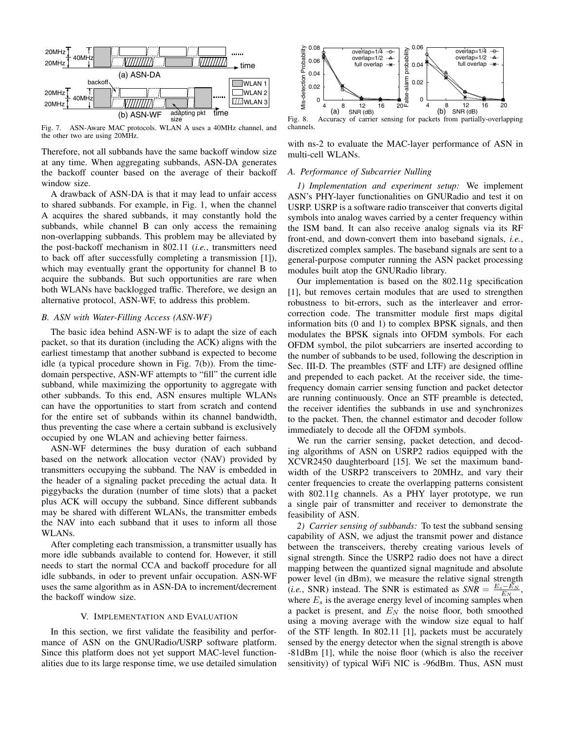20MHz
40MHz
20MHz
time
(a) ASN-DA
backoff
20MHz
40MHz
20MHz
WLAN 1
WLAN 2
WLAN 3
(b) ASN-WF
adapting pkt size
time

Fig. 7. ASN-Aware MAC protocols. WLAN A uses a 40MHz channel, and the other two are using 20MHz.

Therefore, not all subbands have the same backoff window size at any time. When aggregating subbands, ASN-DA generates the backoff counter based on the average of their backoff window size.

A drawback of ASN-DA is that it may lead to unfair access to shared subbands. For example, in Fig. 1, when the channel A acquires the shared subbands, it may constantly hold the subbands, while channel B can only access the remaining non-overlapping subbands. This problem may be alleviated by the post-backoff mechanism in 802.11 (*i.e.*, transmitters need to back off after successfully completing a transmission [1]), which may eventually grant the opportunity for channel B to acquire the subbands. But such opportunities are rare when both WLANs have backlogged traffic. Therefore, we design an alternative protocol, ASN-WF, to address this problem.

### *B. ASN with Water-Filling Access (ASN-WF)*

The basic idea behind ASN-WF is to adapt the size of each packet, so that its duration (including the ACK) aligns with the earliest timestamp that another subband is expected to become idle (a typical procedure shown in Fig. 7(b)). From the time-domain perspective, ASN-WF attempts to "fill" the current idle subband, while maximizing the opportunity to aggregate with other subbands. To this end, ASN ensures multiple WLANs can have the opportunities to start from scratch and contend for the entire set of subbands within its channel bandwidth, thus preventing the case where a certain subband is exclusively occupied by one WLAN and achieving better fairness.

ASN-WF determines the busy duration of each subband based on the network allocation vector (NAV) provided by transmitters occupying the subband. The NAV is embedded in the header of a signaling packet preceding the actual data. It piggybacks the duration (number of time slots) that a packet plus ACK will occupy the subband. Since different subbands may be shared with different WLANs, the transmitter embeds the NAV into each subband that it uses to inform all those WLANs.

After completing each transmission, a transmitter usually has more idle subbands available to contend for. However, it still needs to start the normal CCA and backoff procedure for all idle subbands, in oder to prevent unfair occupation. ASN-WF uses the same algorithm as in ASN-DA to increment/decrement the backoff window size.

## V. Implementation and Evaluation

In this section, we first validate the feasibility and performance of ASN on the GNURadio/USRP software platform. Since this platform does not yet support MAC-level functionalities due to its large response time, we use detailed simulation with ns-2 to evaluate the MAC-layer performance of ASN in multi-cell WLANs.

Mis-detection Probability
0.08
0.06
0.04
0.02
0
4 8 12 16 20
(a) SNR (dB)
overlap=1/4
overlap=1/2
full overlap
False-alarm probability
0.06
0.04
0.02
0
4 8 12 16 20
(b) SNR (dB)
overlap=1/4
overlap=1/2
full overlap

Fig. 8. Accuracy of carrier sensing for packets from partially-overlapping channels.

### *A. Performance of Subcarrier Nulling*

*1) Implementation and experiment setup:* We implement ASN's PHY-layer functionalities on GNURadio and test it on USRP. USRP is a software radio transceiver that converts digital symbols into analog waves carried by a center frequency within the ISM band. It can also receive analog signals via its RF front-end, and down-convert them into baseband signals, *i.e.*, discretized complex samples. The baseband signals are sent to a general-purpose computer running the ASN packet processing modules built atop the GNURadio library.

Our implementation is based on the 802.11g specification [1], but removes certain modules that are used to strengthen robustness to bit-errors, such as the interleaver and error-correction code. The transmitter module first maps digital information bits (0 and 1) to complex BPSK signals, and then modulates the BPSK signals into OFDM symbols. For each OFDM symbol, the pilot subcarriers are inserted according to the number of subbands to be used, following the description in Sec. III-D. The preambles (STF and LTF) are designed offline and prepended to each packet. At the receiver side, the time-frequency domain carrier sensing function and packet detector are running continuously. Once an STF preamble is detected, the receiver identifies the subbands in use and synchronizes to the packet. Then, the channel estimator and decoder follow immediately to decode all the OFDM symbols.

We run the carrier sensing, packet detection, and decoding algorithms of ASN on USRP2 radios equipped with the XCVR2450 daughterboard [15]. We set the maximum bandwidth of the USRP2 transceivers to 20MHz, and vary their center frequencies to create the overlapping patterns consistent with 802.11g channels. As a PHY layer prototype, we run a single pair of transmitter and receiver to demonstrate the feasibility of ASN.

*2) Carrier sensing of subbands:* To test the subband sensing capability of ASN, we adjust the transmit power and distance between the transceivers, thereby creating various levels of signal strength. Since the USRP2 radio does not have a direct mapping between the quantized signal magnitude and absolute power level (in dBm), we measure the relative signal strength (*i.e.*, SNR) instead. The SNR is estimated as $SNR = \frac{E_s - E_N}{E_N}$, where $E_s$ is the average energy level of incoming samples when a packet is present, and $E_N$ the noise floor, both smoothed using a moving average with the window size equal to half of the STF length. In 802.11 [1], packets must be accurately sensed by the energy detector when the signal strength is above -81dBm [1], while the noise floor (which is also the receiver sensitivity) of typical WiFi NIC is -96dBm. Thus, ASN must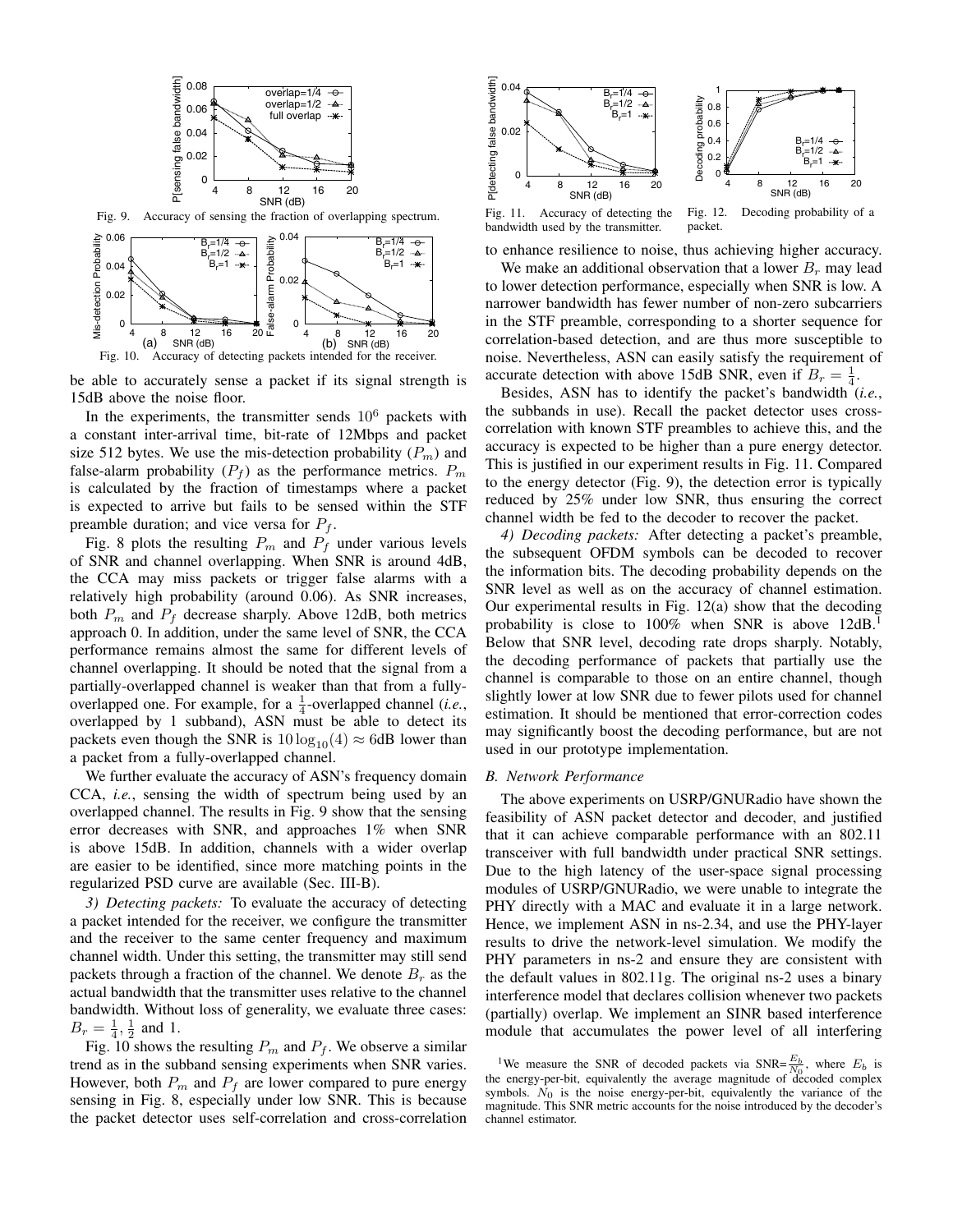P[sensing false bandwidth]
0.08
0.06
0.04
0.02
0
4 8 12 16 20
SNR (dB)
overlap=1/4
overlap=1/2
full overlap

Fig. 9. Accuracy of sensing the fraction of overlapping spectrum.

Mis-detection Probability
0.06
0.04
0.02
0
4 8 12 16 20
(a) SNR (dB)
$B_r$=1/4
$B_r$=1/2
$B_r$=1

False-alarm Probability
0.04
0.02
0
4 8 12 16 20
(b) SNR (dB)
$B_r$=1/4
$B_r$=1/2
$B_r$=1

Fig. 10. Accuracy of detecting packets intended for the receiver.

be able to accurately sense a packet if its signal strength is 15dB above the noise floor.

In the experiments, the transmitter sends $10^6$ packets with a constant inter-arrival time, bit-rate of 12Mbps and packet size 512 bytes. We use the mis-detection probability ($P_m$) and false-alarm probability ($P_f$) as the performance metrics. $P_m$ is calculated by the fraction of timestamps where a packet is expected to arrive but fails to be sensed within the STF preamble duration; and vice versa for $P_f$.

Fig. 8 plots the resulting $P_m$ and $P_f$ under various levels of SNR and channel overlapping. When SNR is around 4dB, the CCA may miss packets or trigger false alarms with a relatively high probability (around 0.06). As SNR increases, both $P_m$ and $P_f$ decrease sharply. Above 12dB, both metrics approach 0. In addition, under the same level of SNR, the CCA performance remains almost the same for different levels of channel overlapping. It should be noted that the signal from a partially-overlapped channel is weaker than that from a fully-overlapped one. For example, for a $\frac{1}{4}$-overlapped channel (*i.e.*, overlapped by 1 subband), ASN must be able to detect its packets even though the SNR is $10\log_{10}(4) \approx 6$dB lower than a packet from a fully-overlapped channel.

We further evaluate the accuracy of ASN's frequency domain CCA, *i.e.*, sensing the width of spectrum being used by an overlapped channel. The results in Fig. 9 show that the sensing error decreases with SNR, and approaches 1% when SNR is above 15dB. In addition, channels with a wider overlap are easier to be identified, since more matching points in the regularized PSD curve are available (Sec. III-B).

*3) Detecting packets:* To evaluate the accuracy of detecting a packet intended for the receiver, we configure the transmitter and the receiver to the same center frequency and maximum channel width. Under this setting, the transmitter may still send packets through a fraction of the channel. We denote $B_r$ as the actual bandwidth that the transmitter uses relative to the channel bandwidth. Without loss of generality, we evaluate three cases: $B_r = \frac{1}{4}, \frac{1}{2}$ and 1.

Fig. 10 shows the resulting $P_m$ and $P_f$. We observe a similar trend as in the subband sensing experiments when SNR varies. However, both $P_m$ and $P_f$ are lower compared to pure energy sensing in Fig. 8, especially under low SNR. This is because the packet detector uses self-correlation and cross-correlation to enhance resilience to noise, thus achieving higher accuracy.

P[detecting false bandwidth]
0.04
0.02
0
4 8 12 16 20
SNR (dB)
$B_r$=1/4
$B_r$=1/2
$B_r$=1

Fig. 11. Accuracy of detecting the bandwidth used by the transmitter.

Decoding probability
1
0.8
0.6
0.4
0.2
0
4 8 12 16 20
SNR (dB)
$B_r$=1/4
$B_r$=1/2
$B_r$=1

Fig. 12. Decoding probability of a packet.

We make an additional observation that a lower $B_r$ may lead to lower detection performance, especially when SNR is low. A narrower bandwidth has fewer number of non-zero subcarriers in the STF preamble, corresponding to a shorter sequence for correlation-based detection, and are thus more susceptible to noise. Nevertheless, ASN can easily satisfy the requirement of accurate detection with above 15dB SNR, even if $B_r = \frac{1}{4}$.

Besides, ASN has to identify the packet's bandwidth (*i.e.*, the subbands in use). Recall the packet detector uses cross-correlation with known STF preambles to achieve this, and the accuracy is expected to be higher than a pure energy detector. This is justified in our experiment results in Fig. 11. Compared to the energy detector (Fig. 9), the detection error is typically reduced by 25% under low SNR, thus ensuring the correct channel width be fed to the decoder to recover the packet.

*4) Decoding packets:* After detecting a packet's preamble, the subsequent OFDM symbols can be decoded to recover the information bits. The decoding probability depends on the SNR level as well as on the accuracy of channel estimation. Our experimental results in Fig. 12(a) show that the decoding probability is close to 100% when SNR is above 12dB.[1] Below that SNR level, decoding rate drops sharply. Notably, the decoding performance of packets that partially use the channel is comparable to those on an entire channel, though slightly lower at low SNR due to fewer pilots used for channel estimation. It should be mentioned that error-correction codes may significantly boost the decoding performance, but are not used in our prototype implementation.

### B. Network Performance

The above experiments on USRP/GNURadio have shown the feasibility of ASN packet detector and decoder, and justified that it can achieve comparable performance with an 802.11 transceiver with full bandwidth under practical SNR settings. Due to the high latency of the user-space signal processing modules of USRP/GNURadio, we were unable to integrate the PHY directly with a MAC and evaluate it in a large network. Hence, we implement ASN in ns-2.34, and use the PHY-layer results to drive the network-level simulation. We modify the PHY parameters in ns-2 and ensure they are consistent with the default values in 802.11g. The original ns-2 uses a binary interference model that declares collision whenever two packets (partially) overlap. We implement an SINR based interference module that accumulates the power level of all interfering

[1] We measure the SNR of decoded packets via SNR=$\frac{E_b}{N_0}$, where $E_b$ is the energy-per-bit, equivalently the average magnitude of decoded complex symbols. $N_0$ is the noise energy-per-bit, equivalently the variance of the magnitude. This SNR metric accounts for the noise introduced by the decoder's channel estimator.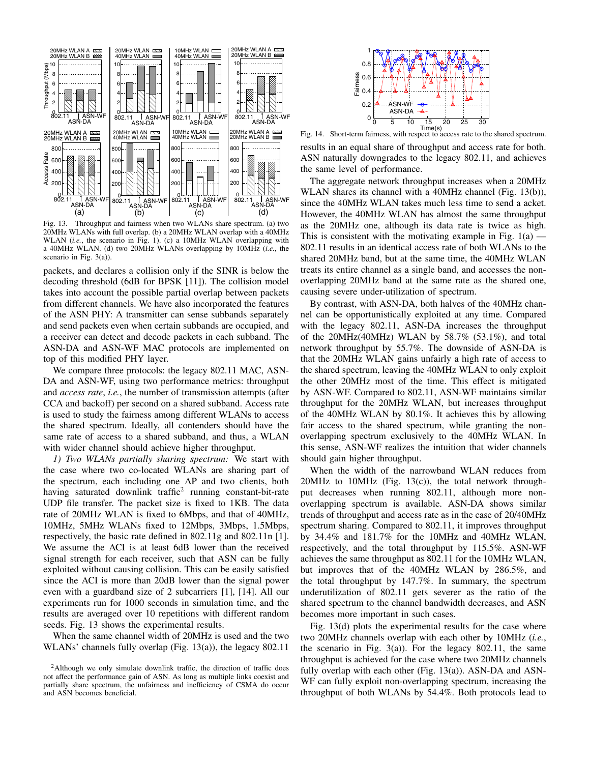20MHz WLAN A
20MHz WLAN B
Throughput (Mbps)
10
8
6
4
2
0
802.11
ASN-DA
ASN-WF

20MHz WLAN
40MHz WLAN
10
8
6
4
2
0
802.11
ASN-DA
ASN-WF

10MHz WLAN
40MHz WLAN
10
8
6
4
2
0
802.11
ASN-DA
ASN-WF

20MHz WLAN A
20MHz WLAN B
10
8
6
4
2
0
802.11
ASN-DA
ASN-WF

20MHz WLAN A
20MHz WLAN B
Access Rate
800
600
400
200
0
802.11
ASN-DA
ASN-WF
(a)

20MHz WLAN
40MHz WLAN
800
600
400
200
0
802.11
ASN-DA
ASN-WF
(b)

10MHz WLAN
40MHz WLAN
800
600
400
200
0
802.11
ASN-DA
ASN-WF
(c)

20MHz WLAN A
20MHz WLAN B
800
600
400
200
0
802.11
ASN-DA
ASN-WF
(d)

Fig. 13. Throughput and fairness when two WLANs share spectrum. (a) two 20MHz WLANs with full overlap. (b) a 20MHz WLAN overlap with a 40MHz WLAN (*i.e.*, the scenario in Fig. 1). (c) a 10MHz WLAN overlapping with a 40MHz WLAN. (d) two 20MHz WLANs overlapping by 10MHz (*i.e.*, the scenario in Fig. 3(a)).

packets, and declares a collision only if the SINR is below the decoding threshold (6dB for BPSK [11]). The collision model takes into account the possible partial overlap between packets from different channels. We have also incorporated the features of the ASN PHY: A transmitter can sense subbands separately and send packets even when certain subbands are occupied, and a receiver can detect and decode packets in each subband. The ASN-DA and ASN-WF MAC protocols are implemented on top of this modified PHY layer.

We compare three protocols: the legacy 802.11 MAC, ASN-DA and ASN-WF, using two performance metrics: throughput and *access rate*, *i.e.*, the number of transmission attempts (after CCA and backoff) per second on a shared subband. Access rate is used to study the fairness among different WLANs to access the shared spectrum. Ideally, all contenders should have the same rate of access to a shared subband, and thus, a WLAN with wider channel should achieve higher throughput.

*1) Two WLANs partially sharing spectrum:* We start with the case where two co-located WLANs are sharing part of the spectrum, each including one AP and two clients, both having saturated downlink traffic[2] running constant-bit-rate UDP file transfer. The packet size is fixed to 1KB. The data rate of 20MHz WLAN is fixed to 6Mbps, and that of 40MHz, 10MHz, 5MHz WLANs fixed to 12Mbps, 3Mbps, 1.5Mbps, respectively, the basic rate defined in 802.11g and 802.11n [1]. We assume the ACI is at least 6dB lower than the received signal strength for each receiver, such that ASN can be fully exploited without causing collision. This can be easily satisfied since the ACI is more than 20dB lower than the signal power even with a guardband size of 2 subcarriers [1], [14]. All our experiments run for 1000 seconds in simulation time, and the results are averaged over 10 repetitions with different random seeds. Fig. 13 shows the experimental results.

When the same channel width of 20MHz is used and the two WLANs' channels fully overlap (Fig. 13(a)), the legacy 802.11

[2]Although we only simulate downlink traffic, the direction of traffic does not affect the performance gain of ASN. As long as multiple links coexist and partially share spectrum, the unfairness and inefficiency of CSMA do occur and ASN becomes beneficial.

Fairness
1
0.8
0.6
0.4
0.2
0
0
5
10
15
20
25
30
Time(s)
ASN-WF
ASN-DA

Fig. 14. Short-term fairness, with respect to access rate to the shared spectrum.

results in an equal share of throughput and access rate for both. ASN naturally downgrades to the legacy 802.11, and achieves the same level of performance.

The aggregate network throughput increases when a 20MHz WLAN shares its channel with a 40MHz channel (Fig. 13(b)), since the 40MHz WLAN takes much less time to send a acket. However, the 40MHz WLAN has almost the same throughput as the 20MHz one, although its data rate is twice as high. This is consistent with the motivating example in Fig. 1(a) — 802.11 results in an identical access rate of both WLANs to the shared 20MHz band, but at the same time, the 40MHz WLAN treats its entire channel as a single band, and accesses the non-overlapping 20MHz band at the same rate as the shared one, causing severe under-utilization of spectrum.

By contrast, with ASN-DA, both halves of the 40MHz channel can be opportunistically exploited at any time. Compared with the legacy 802.11, ASN-DA increases the throughput of the 20MHz(40MHz) WLAN by 58.7% (53.1%), and total network throughput by 55.7%. The downside of ASN-DA is that the 20MHz WLAN gains unfairly a high rate of access to the shared spectrum, leaving the 40MHz WLAN to only exploit the other 20MHz most of the time. This effect is mitigated by ASN-WF. Compared to 802.11, ASN-WF maintains similar throughput for the 20MHz WLAN, but increases throughput of the 40MHz WLAN by 80.1%. It achieves this by allowing fair access to the shared spectrum, while granting the non-overlapping spectrum exclusively to the 40MHz WLAN. In this sense, ASN-WF realizes the intuition that wider channels should gain higher throughput.

When the width of the narrowband WLAN reduces from 20MHz to 10MHz (Fig. 13(c)), the total network throughput decreases when running 802.11, although more non-overlapping spectrum is available. ASN-DA shows similar trends of throughput and access rate as in the case of 20/40MHz spectrum sharing. Compared to 802.11, it improves throughput by 34.4% and 181.7% for the 10MHz and 40MHz WLAN, respectively, and the total throughput by 115.5%. ASN-WF achieves the same throughput as 802.11 for the 10MHz WLAN, but improves that of the 40MHz WLAN by 286.5%, and the total throughput by 147.7%. In summary, the spectrum underutilization of 802.11 gets severer as the ratio of the shared spectrum to the channel bandwidth decreases, and ASN becomes more important in such cases.

Fig. 13(d) plots the experimental results for the case where two 20MHz channels overlap with each other by 10MHz (*i.e.*, the scenario in Fig. 3(a)). For the legacy 802.11, the same throughput is achieved for the case where two 20MHz channels fully overlap with each other (Fig. 13(a)). ASN-DA and ASN-WF can fully exploit non-overlapping spectrum, increasing the throughput of both WLANs by 54.4%. Both protocols lead to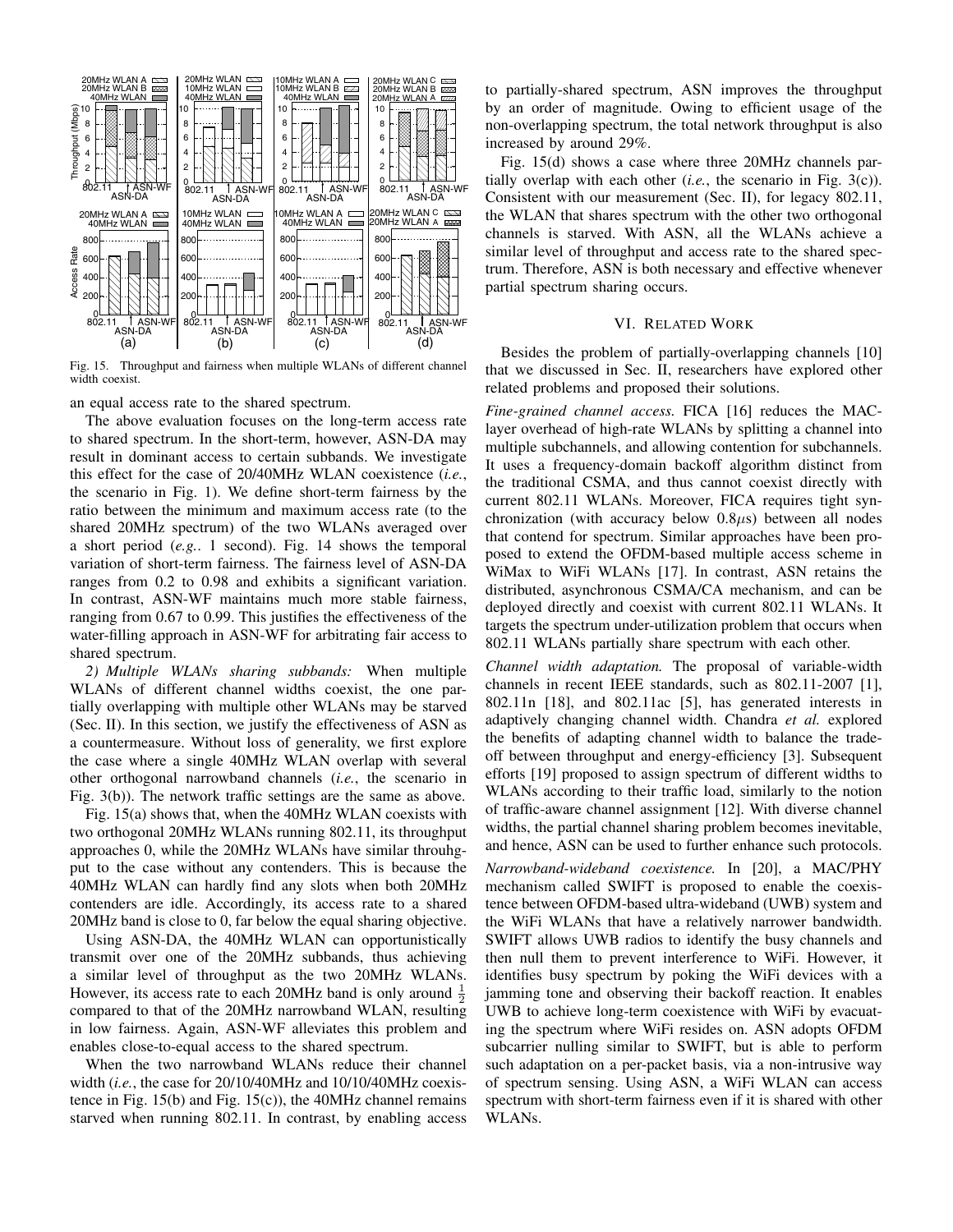20MHz WLAN A
20MHz WLAN B
40MHz WLAN
Throughput (Mbps)
10
8
6
4
2
0
802.11 ASN-WF
ASN-DA

20MHz WLAN
10MHz WLAN
40MHz WLAN

10MHz WLAN A
10MHz WLAN B
40MHz WLAN

20MHz WLAN C
20MHz WLAN B
20MHz WLAN A

20MHz WLAN A
40MHz WLAN
Access Rate
800
600
400
200
0
802.11 ASN-WF
ASN-DA
(a)

10MHz WLAN
40MHz WLAN
(b)

10MHz WLAN A
40MHz WLAN
(c)

20MHz WLAN C
20MHz WLAN A
(d)

Fig. 15. Throughput and fairness when multiple WLANs of different channel width coexist.

an equal access rate to the shared spectrum.

The above evaluation focuses on the long-term access rate to shared spectrum. In the short-term, however, ASN-DA may result in dominant access to certain subbands. We investigate this effect for the case of 20/40MHz WLAN coexistence (*i.e.*, the scenario in Fig. 1). We define short-term fairness by the ratio between the minimum and maximum access rate (to the shared 20MHz spectrum) of the two WLANs averaged over a short period (*e.g.*. 1 second). Fig. 14 shows the temporal variation of short-term fairness. The fairness level of ASN-DA ranges from 0.2 to 0.98 and exhibits a significant variation. In contrast, ASN-WF maintains much more stable fairness, ranging from 0.67 to 0.99. This justifies the effectiveness of the water-filling approach in ASN-WF for arbitrating fair access to shared spectrum.

*2) Multiple WLANs sharing subbands:* When multiple WLANs of different channel widths coexist, the one partially overlapping with multiple other WLANs may be starved (Sec. II). In this section, we justify the effectiveness of ASN as a countermeasure. Without loss of generality, we first explore the case where a single 40MHz WLAN overlap with several other orthogonal narrowband channels (*i.e.*, the scenario in Fig. 3(b)). The network traffic settings are the same as above.

Fig. 15(a) shows that, when the 40MHz WLAN coexists with two orthogonal 20MHz WLANs running 802.11, its throughput approaches 0, while the 20MHz WLANs have similar throuhgput to the case without any contenders. This is because the 40MHz WLAN can hardly find any slots when both 20MHz contenders are idle. Accordingly, its access rate to a shared 20MHz band is close to 0, far below the equal sharing objective.

Using ASN-DA, the 40MHz WLAN can opportunistically transmit over one of the 20MHz subbands, thus achieving a similar level of throughput as the two 20MHz WLANs. However, its access rate to each 20MHz band is only around $\frac{1}{2}$ compared to that of the 20MHz narrowband WLAN, resulting in low fairness. Again, ASN-WF alleviates this problem and enables close-to-equal access to the shared spectrum.

When the two narrowband WLANs reduce their channel width (*i.e.*, the case for 20/10/40MHz and 10/10/40MHz coexistence in Fig. 15(b) and Fig. 15(c)), the 40MHz channel remains starved when running 802.11. In contrast, by enabling access to partially-shared spectrum, ASN improves the throughput by an order of magnitude. Owing to efficient usage of the non-overlapping spectrum, the total network throughput is also increased by around 29%.

Fig. 15(d) shows a case where three 20MHz channels partially overlap with each other (*i.e.*, the scenario in Fig. 3(c)). Consistent with our measurement (Sec. II), for legacy 802.11, the WLAN that shares spectrum with the other two orthogonal channels is starved. With ASN, all the WLANs achieve a similar level of throughput and access rate to the shared spectrum. Therefore, ASN is both necessary and effective whenever partial spectrum sharing occurs.

## VI. Related Work

Besides the problem of partially-overlapping channels [10] that we discussed in Sec. II, researchers have explored other related problems and proposed their solutions.

*Fine-grained channel access.* FICA [16] reduces the MAC-layer overhead of high-rate WLANs by splitting a channel into multiple subchannels, and allowing contention for subchannels. It uses a frequency-domain backoff algorithm distinct from the traditional CSMA, and thus cannot coexist directly with current 802.11 WLANs. Moreover, FICA requires tight synchronization (with accuracy below $0.8\mu$s) between all nodes that contend for spectrum. Similar approaches have been proposed to extend the OFDM-based multiple access scheme in WiMax to WiFi WLANs [17]. In contrast, ASN retains the distributed, asynchronous CSMA/CA mechanism, and can be deployed directly and coexist with current 802.11 WLANs. It targets the spectrum under-utilization problem that occurs when 802.11 WLANs partially share spectrum with each other.

*Channel width adaptation.* The proposal of variable-width channels in recent IEEE standards, such as 802.11-2007 [1], 802.11n [18], and 802.11ac [5], has generated interests in adaptively changing channel width. Chandra *et al.* explored the benefits of adapting channel width to balance the trade-off between throughput and energy-efficiency [3]. Subsequent efforts [19] proposed to assign spectrum of different widths to WLANs according to their traffic load, similarly to the notion of traffic-aware channel assignment [12]. With diverse channel widths, the partial channel sharing problem becomes inevitable, and hence, ASN can be used to further enhance such protocols.

*Narrowband-wideband coexistence.* In [20], a MAC/PHY mechanism called SWIFT is proposed to enable the coexistence between OFDM-based ultra-wideband (UWB) system and the WiFi WLANs that have a relatively narrower bandwidth. SWIFT allows UWB radios to identify the busy channels and then null them to prevent interference to WiFi. However, it identifies busy spectrum by poking the WiFi devices with a jamming tone and observing their backoff reaction. It enables UWB to achieve long-term coexistence with WiFi by evacuating the spectrum where WiFi resides on. ASN adopts OFDM subcarrier nulling similar to SWIFT, but is able to perform such adaptation on a per-packet basis, via a non-intrusive way of spectrum sensing. Using ASN, a WiFi WLAN can access spectrum with short-term fairness even if it is shared with other WLANs.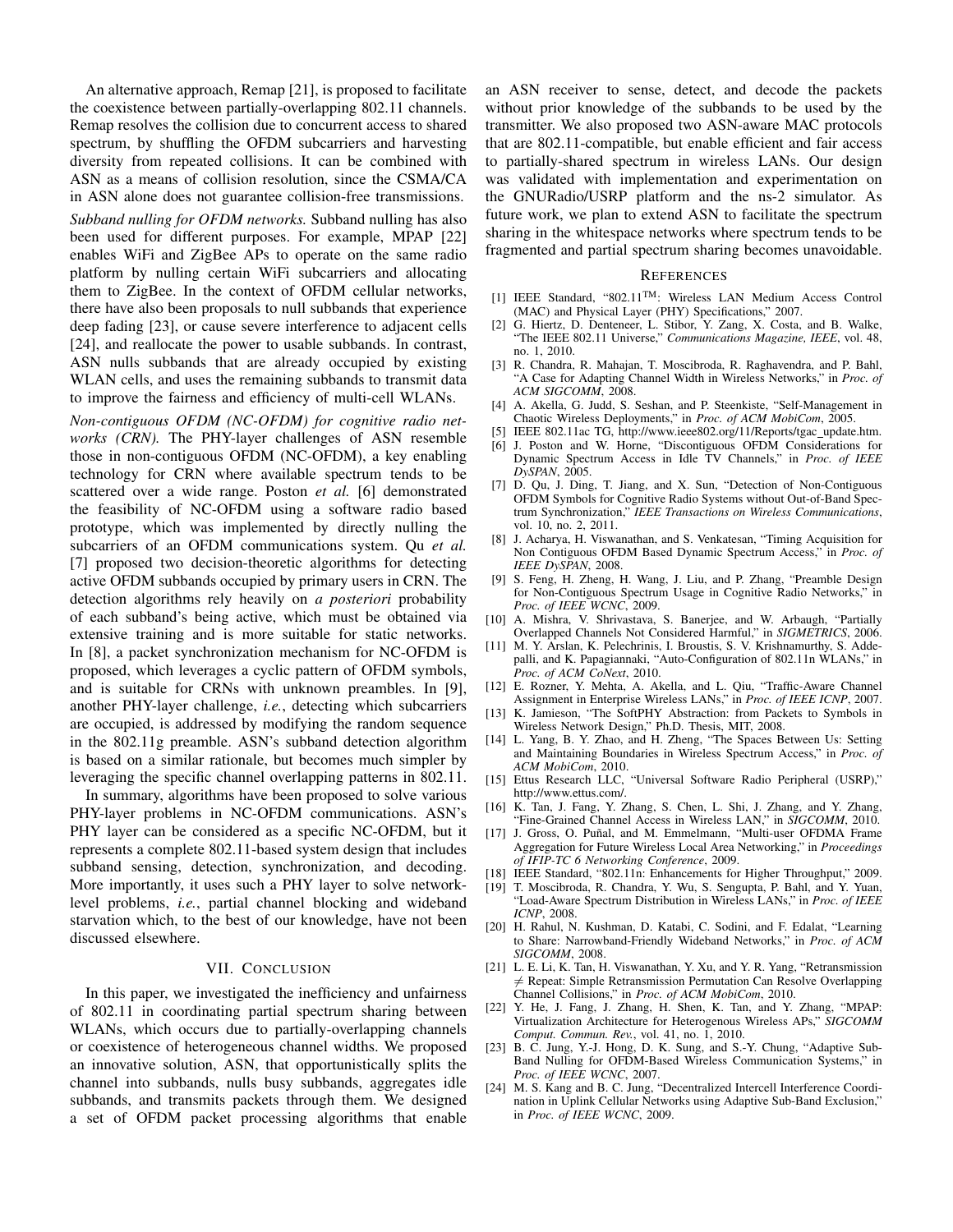An alternative approach, Remap [21], is proposed to facilitate the coexistence between partially-overlapping 802.11 channels. Remap resolves the collision due to concurrent access to shared spectrum, by shuffling the OFDM subcarriers and harvesting diversity from repeated collisions. It can be combined with ASN as a means of collision resolution, since the CSMA/CA in ASN alone does not guarantee collision-free transmissions.

*Subband nulling for OFDM networks.* Subband nulling has also been used for different purposes. For example, MPAP [22] enables WiFi and ZigBee APs to operate on the same radio platform by nulling certain WiFi subcarriers and allocating them to ZigBee. In the context of OFDM cellular networks, there have also been proposals to null subbands that experience deep fading [23], or cause severe interference to adjacent cells [24], and reallocate the power to usable subbands. In contrast, ASN nulls subbands that are already occupied by existing WLAN cells, and uses the remaining subbands to transmit data to improve the fairness and efficiency of multi-cell WLANs.

*Non-contiguous OFDM (NC-OFDM) for cognitive radio networks (CRN).* The PHY-layer challenges of ASN resemble those in non-contiguous OFDM (NC-OFDM), a key enabling technology for CRN where available spectrum tends to be scattered over a wide range. Poston *et al.* [6] demonstrated the feasibility of NC-OFDM using a software radio based prototype, which was implemented by directly nulling the subcarriers of an OFDM communications system. Qu *et al.* [7] proposed two decision-theoretic algorithms for detecting active OFDM subbands occupied by primary users in CRN. The detection algorithms rely heavily on *a posteriori* probability of each subband's being active, which must be obtained via extensive training and is more suitable for static networks. In [8], a packet synchronization mechanism for NC-OFDM is proposed, which leverages a cyclic pattern of OFDM symbols, and is suitable for CRNs with unknown preambles. In [9], another PHY-layer challenge, *i.e.*, detecting which subcarriers are occupied, is addressed by modifying the random sequence in the 802.11g preamble. ASN's subband detection algorithm is based on a similar rationale, but becomes much simpler by leveraging the specific channel overlapping patterns in 802.11.

In summary, algorithms have been proposed to solve various PHY-layer problems in NC-OFDM communications. ASN's PHY layer can be considered as a specific NC-OFDM, but it represents a complete 802.11-based system design that includes subband sensing, detection, synchronization, and decoding. More importantly, it uses such a PHY layer to solve network-level problems, *i.e.*, partial channel blocking and wideband starvation which, to the best of our knowledge, have not been discussed elsewhere.

## VII. Conclusion

In this paper, we investigated the inefficiency and unfairness of 802.11 in coordinating partial spectrum sharing between WLANs, which occurs due to partially-overlapping channels or coexistence of heterogeneous channel widths. We proposed an innovative solution, ASN, that opportunistically splits the channel into subbands, nulls busy subbands, aggregates idle subbands, and transmits packets through them. We designed a set of OFDM packet processing algorithms that enable an ASN receiver to sense, detect, and decode the packets without prior knowledge of the subbands to be used by the transmitter. We also proposed two ASN-aware MAC protocols that are 802.11-compatible, but enable efficient and fair access to partially-shared spectrum in wireless LANs. Our design was validated with implementation and experimentation on the GNURadio/USRP platform and the ns-2 simulator. As future work, we plan to extend ASN to facilitate the spectrum sharing in the whitespace networks where spectrum tends to be fragmented and partial spectrum sharing becomes unavoidable.

## References

[1] IEEE Standard, "802.11TM: Wireless LAN Medium Access Control (MAC) and Physical Layer (PHY) Specifications," 2007.

[2] G. Hiertz, D. Denteneer, L. Stibor, Y. Zang, X. Costa, and B. Walke, "The IEEE 802.11 Universe," *Communications Magazine, IEEE*, vol. 48, no. 1, 2010.

[3] R. Chandra, R. Mahajan, T. Moscibroda, R. Raghavendra, and P. Bahl, "A Case for Adapting Channel Width in Wireless Networks," in *Proc. of ACM SIGCOMM*, 2008.

[4] A. Akella, G. Judd, S. Seshan, and P. Steenkiste, "Self-Management in Chaotic Wireless Deployments," in *Proc. of ACM MobiCom*, 2005.

[5] IEEE 802.11ac TG, http://www.ieee802.org/11/Reports/tgac_update.htm.

[6] J. Poston and W. Horne, "Discontiguous OFDM Considerations for Dynamic Spectrum Access in Idle TV Channels," in *Proc. of IEEE DySPAN*, 2005.

[7] D. Qu, J. Ding, T. Jiang, and X. Sun, "Detection of Non-Contiguous OFDM Symbols for Cognitive Radio Systems without Out-of-Band Spectrum Synchronization," *IEEE Transactions on Wireless Communications*, vol. 10, no. 2, 2011.

[8] J. Acharya, H. Viswanathan, and S. Venkatesan, "Timing Acquisition for Non Contiguous OFDM Based Dynamic Spectrum Access," in *Proc. of IEEE DySPAN*, 2008.

[9] S. Feng, H. Zheng, H. Wang, J. Liu, and P. Zhang, "Preamble Design for Non-Contiguous Spectrum Usage in Cognitive Radio Networks," in *Proc. of IEEE WCNC*, 2009.

[10] A. Mishra, V. Shrivastava, S. Banerjee, and W. Arbaugh, "Partially Overlapped Channels Not Considered Harmful," in *SIGMETRICS*, 2006.

[11] M. Y. Arslan, K. Pelechrinis, I. Broustis, S. V. Krishnamurthy, S. Addepalli, and K. Papagiannaki, "Auto-Configuration of 802.11n WLANs," in *Proc. of ACM CoNext*, 2010.

[12] E. Rozner, Y. Mehta, A. Akella, and L. Qiu, "Traffic-Aware Channel Assignment in Enterprise Wireless LANs," in *Proc. of IEEE ICNP*, 2007.

[13] K. Jamieson, "The SoftPHY Abstraction: from Packets to Symbols in Wireless Network Design," Ph.D. Thesis, MIT, 2008.

[14] L. Yang, B. Y. Zhao, and H. Zheng, "The Spaces Between Us: Setting and Maintaining Boundaries in Wireless Spectrum Access," in *Proc. of ACM MobiCom*, 2010.

[15] Ettus Research LLC, "Universal Software Radio Peripheral (USRP)," http://www.ettus.com/.

[16] K. Tan, J. Fang, Y. Zhang, S. Chen, L. Shi, J. Zhang, and Y. Zhang, "Fine-Grained Channel Access in Wireless LAN," in *SIGCOMM*, 2010.

[17] J. Gross, O. Puñal, and M. Emmelmann, "Multi-user OFDMA Frame Aggregation for Future Wireless Local Area Networking," in *Proceedings of IFIP-TC 6 Networking Conference*, 2009.

[18] IEEE Standard, "802.11n: Enhancements for Higher Throughput," 2009.

[19] T. Moscibroda, R. Chandra, Y. Wu, S. Sengupta, P. Bahl, and Y. Yuan, "Load-Aware Spectrum Distribution in Wireless LANs," in *Proc. of IEEE ICNP*, 2008.

[20] H. Rahul, N. Kushman, D. Katabi, C. Sodini, and F. Edalat, "Learning to Share: Narrowband-Friendly Wideband Networks," in *Proc. of ACM SIGCOMM*, 2008.

[21] L. E. Li, K. Tan, H. Viswanathan, Y. Xu, and Y. R. Yang, "Retransmission $\neq$ Repeat: Simple Retransmission Permutation Can Resolve Overlapping Channel Collisions," in *Proc. of ACM MobiCom*, 2010.

[22] Y. He, J. Fang, J. Zhang, H. Shen, K. Tan, and Y. Zhang, "MPAP: Virtualization Architecture for Heterogenous Wireless APs," *SIGCOMM Comput. Commun. Rev.*, vol. 41, no. 1, 2010.

[23] B. C. Jung, Y.-J. Hong, D. K. Sung, and S.-Y. Chung, "Adaptive Sub-Band Nulling for OFDM-Based Wireless Communication Systems," in *Proc. of IEEE WCNC*, 2007.

[24] M. S. Kang and B. C. Jung, "Decentralized Intercell Interference Coordination in Uplink Cellular Networks using Adaptive Sub-Band Exclusion," in *Proc. of IEEE WCNC*, 2009.